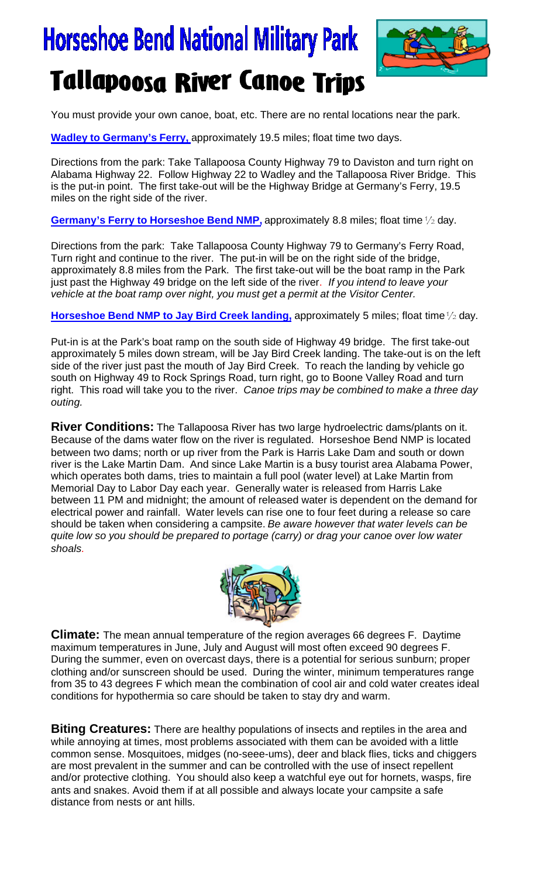# Horseshoe Bend National Military Park

# Tallapoosa River Canoe Trips

You must provide your own canoe, boat, etc. There are no rental locations near the park.

**Wadley to Germany's Ferry,** approximately 19.5 miles; float time two days.

Directions from the park: Take Tallapoosa County Highway 79 to Daviston and turn right on Alabama Highway 22. Follow Highway 22 to Wadley and the Tallapoosa River Bridge. This is the put-in point. The first take-out will be the Highway Bridge at Germany's Ferry, 19.5 miles on the right side of the river.

**Germany's Ferry to Horseshoe Bend NMP,** approximately 8.8 miles; float time ½ day.

Directions from the park: Take Tallapoosa County Highway 79 to Germany's Ferry Road, Turn right and continue to the river. The put-in will be on the right side of the bridge, approximately 8.8 miles from the Park. The first take-out will be the boat ramp in the Park just past the Highway 49 bridge on the left side of the river. *If you intend to leave your vehicle at the boat ramp over night, you must get a permit at the Visitor Center.*

**Horseshoe Bend NMP to Jay Bird Creek landing,** approximately 5 miles; float time ½ day.

Put-in is at the Park's boat ramp on the south side of Highway 49 bridge. The first take-out approximately 5 miles down stream, will be Jay Bird Creek landing. The take-out is on the left side of the river just past the mouth of Jay Bird Creek. To reach the landing by vehicle go south on Highway 49 to Rock Springs Road, turn right, go to Boone Valley Road and turn right. This road will take you to the river. *Canoe trips may be combined to make a three day outing.*

**River Conditions:** The Tallapoosa River has two large hydroelectric dams/plants on it. Because of the dams water flow on the river is regulated. Horseshoe Bend NMP is located between two dams; north or up river from the Park is Harris Lake Dam and south or down river is the Lake Martin Dam. And since Lake Martin is a busy tourist area Alabama Power, which operates both dams, tries to maintain a full pool (water level) at Lake Martin from Memorial Day to Labor Day each year. Generally water is released from Harris Lake between 11 PM and midnight; the amount of released water is dependent on the demand for electrical power and rainfall. Water levels can rise one to four feet during a release so care should be taken when considering a campsite. *Be aware however that water levels can be quite low so you should be prepared to portage (carry) or drag your canoe over low water shoals.*

**Climate:** The mean annual temperature of the region averages 66 degrees F. Daytime maximum temperatures in June, July and August will most often exceed 90 degrees F. During the summer, even on overcast days, there is a potential for serious sunburn; proper clothing and/or sunscreen should be used. During the winter, minimum temperatures range from 35 to 43 degrees F which mean the combination of cool air and cold water creates ideal conditions for hypothermia so care should be taken to stay dry and warm.

**Biting Creatures:** There are healthy populations of insects and reptiles in the area and while annoying at times, most problems associated with them can be avoided with a little common sense. Mosquitoes, midges (no-seee-ums), deer and black flies, ticks and chiggers are most prevalent in the summer and can be controlled with the use of insect repellent and/or protective clothing. You should also keep a watchful eye out for hornets, wasps, fire ants and snakes. Avoid them if at all possible and always locate your campsite a safe distance from nests or ant hills.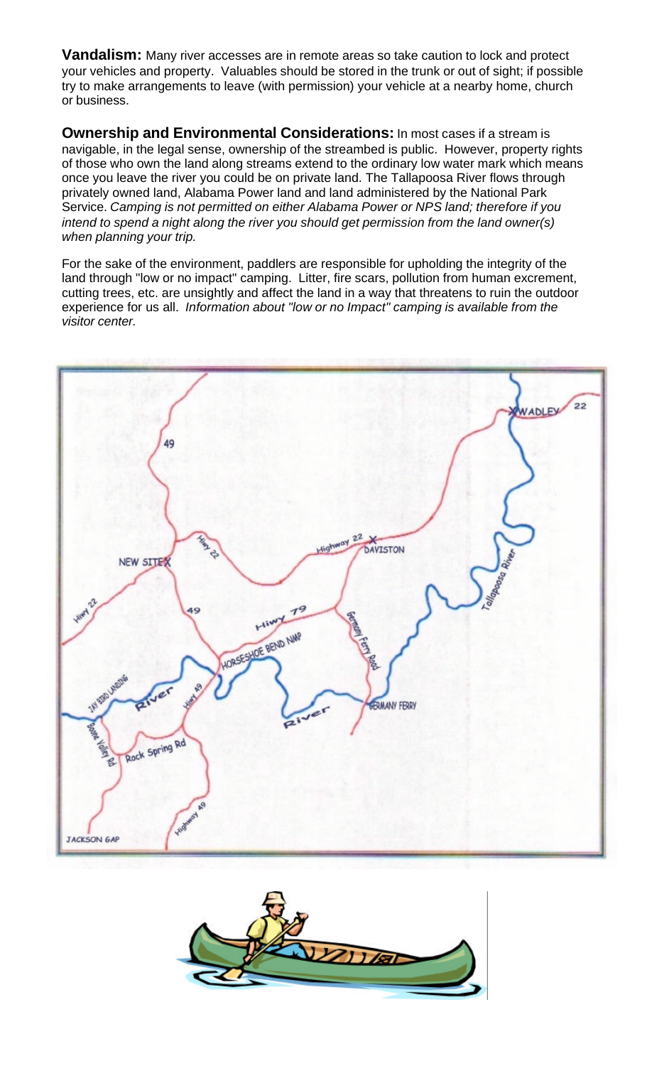**Vandalism:** Many river accesses are in remote areas so take caution to lock and protect your vehicles and property. Valuables should be stored in the trunk or out of sight; if possible try to make arrangements to leave (with permission) your vehicle at a nearby home, church or business.

**Ownership and Environmental Considerations:** In most cases if a stream is navigable, in the legal sense, ownership of the streambed is public. However, property rights of those who own the land along streams extend to the ordinary low water mark which means once you leave the river you could be on private land. The Tallapoosa River flows through privately owned land, Alabama Power land and land administered by the National Park Service. *Camping is not permitted on either Alabama Power or NPS land; therefore if you intend to spend a night along the river you should get permission from the land owner(s) when planning your trip.*

For the sake of the environment, paddlers are responsible for upholding the integrity of the land through "low or no impact" camping. Litter, fire scars, pollution from human excrement, cutting trees, etc. are unsightly and affect the land in a way that threatens to ruin the outdoor experience for us all. *Information about "low or no Impact" camping is available from the visitor center.*

WADLEY
22
49
Hiwy 22
Highway 22
DAVISTON
NEW SITE
Tallapoosa River
Hiwy 22
49
Hiwy 79
Germany Ferry Road
HORSESHOE BEND NMP
JAY BIRD LANDING
River
Hiwy 49
GERMANY FERRY
River
Boone Valley Rd
Rock Spring Rd
Highway 49
JACKSON GAP